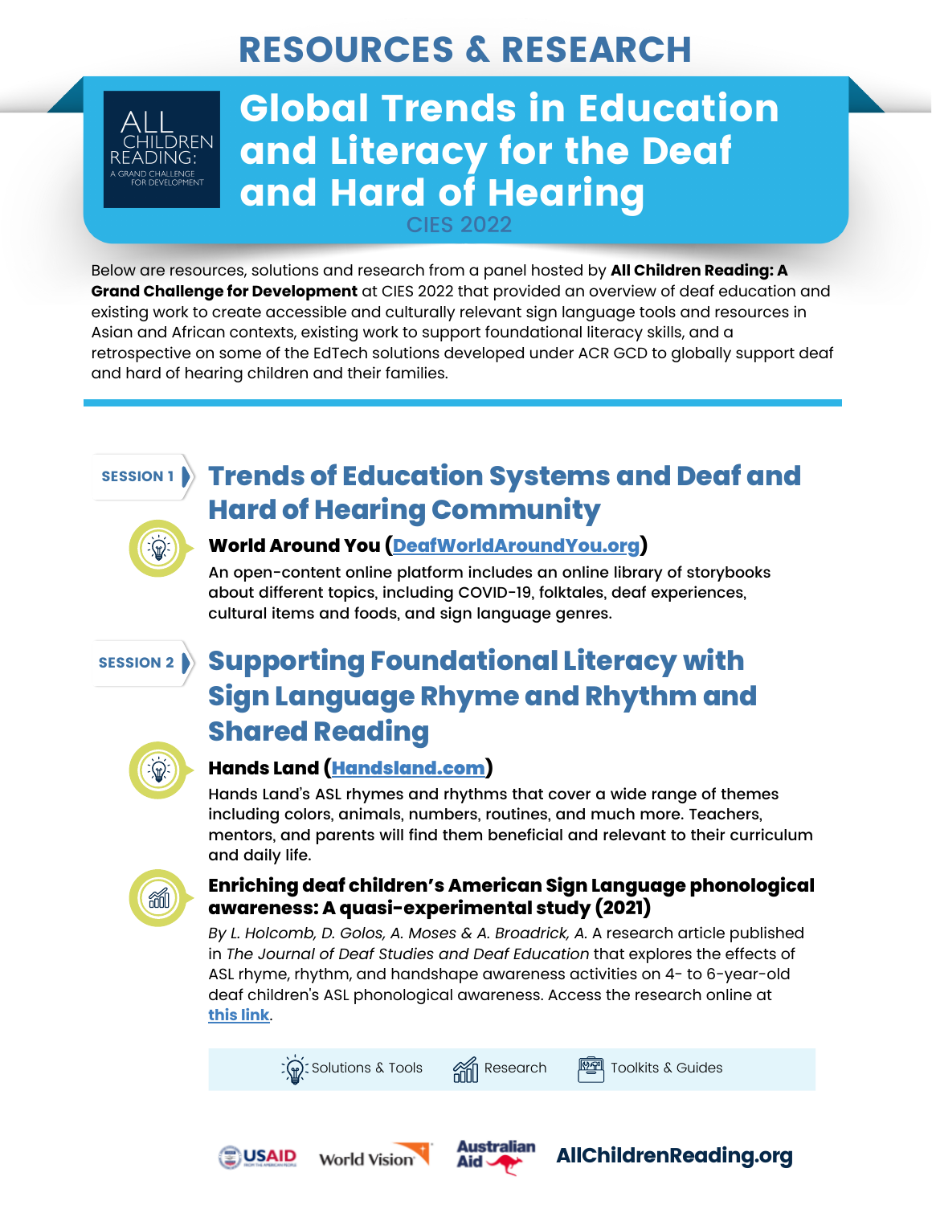# RESOURCES & RESEARCH

ALL CHILDREN READING: A GRAND CHALLENGE FOR DEVELOPMENT

## Global Trends in Education and Literacy for the Deaf and Hard of Hearing

CIES 2022

Below are resources, solutions and research from a panel hosted by **All Children Reading: A Grand Challenge for Development** at CIES 2022 that provided an overview of deaf education and existing work to create accessible and culturally relevant sign language tools and resources in Asian and African contexts, existing work to support foundational literacy skills, and a retrospective on some of the EdTech solutions developed under ACR GCD to globally support deaf and hard of hearing children and their families.

---

SESSION 1

## Trends of Education Systems and Deaf and Hard of Hearing Community

### World Around You (DeafWorldAroundYou.org)

An open-content online platform includes an online library of storybooks about different topics, including COVID-19, folktales, deaf experiences, cultural items and foods, and sign language genres.

SESSION 2

## Supporting Foundational Literacy with Sign Language Rhyme and Rhythm and Shared Reading

### Hands Land (Handsland.com)

Hands Land's ASL rhymes and rhythms that cover a wide range of themes including colors, animals, numbers, routines, and much more. Teachers, mentors, and parents will find them beneficial and relevant to their curriculum and daily life.

### Enriching deaf children's American Sign Language phonological awareness: A quasi-experimental study (2021)

*By L. Holcomb, D. Golos, A. Moses & A. Broadrick, A.* A research article published in *The Journal of Deaf Studies and Deaf Education* that explores the effects of ASL rhyme, rhythm, and handshape awareness activities on 4- to 6-year-old deaf children's ASL phonological awareness. Access the research online at this link.

Solutions & Tools | Research | Toolkits & Guides

USAID | World Vision | Australian Aid | AllChildrenReading.org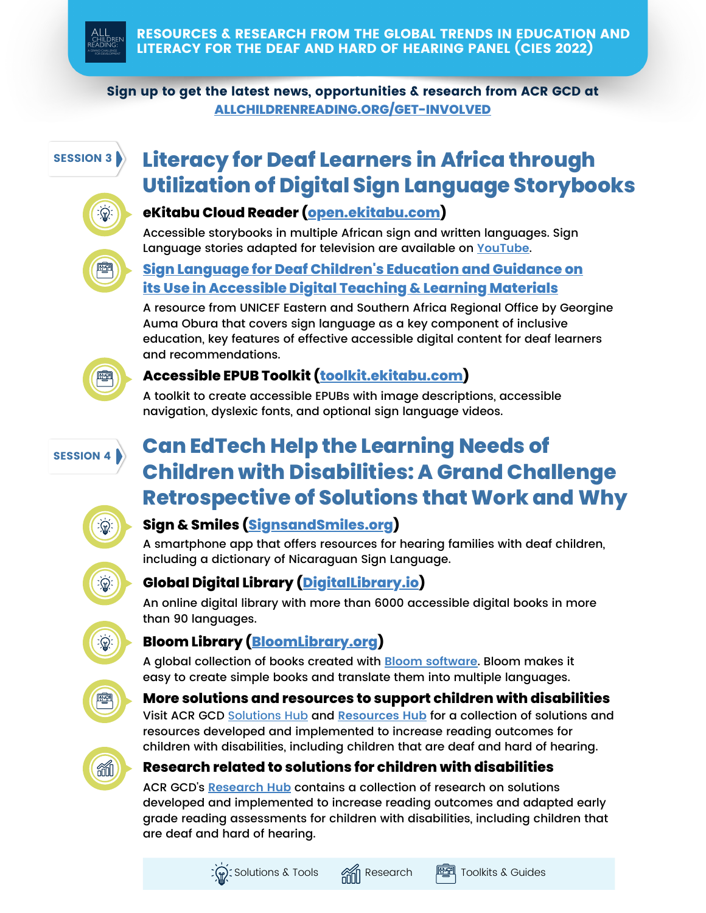# RESOURCES & RESEARCH FROM THE GLOBAL TRENDS IN EDUCATION AND LITERACY FOR THE DEAF AND HARD OF HEARING PANEL (CIES 2022)

**Sign up to get the latest news, opportunities & research from ACR GCD at ALLCHILDRENREADING.ORG/GET-INVOLVED**

SESSION 3

## Literacy for Deaf Learners in Africa through Utilization of Digital Sign Language Storybooks

### eKitabu Cloud Reader (open.ekitabu.com)

Accessible storybooks in multiple African sign and written languages. Sign Language stories adapted for television are available on YouTube.

### Sign Language for Deaf Children's Education and Guidance on its Use in Accessible Digital Teaching & Learning Materials

A resource from UNICEF Eastern and Southern Africa Regional Office by Georgine Auma Obura that covers sign language as a key component of inclusive education, key features of effective accessible digital content for deaf learners and recommendations.

### Accessible EPUB Toolkit (toolkit.ekitabu.com)

A toolkit to create accessible EPUBs with image descriptions, accessible navigation, dyslexic fonts, and optional sign language videos.

SESSION 4

## Can EdTech Help the Learning Needs of Children with Disabilities: A Grand Challenge Retrospective of Solutions that Work and Why

### Sign & Smiles (SignsandSmiles.org)

A smartphone app that offers resources for hearing families with deaf children, including a dictionary of Nicaraguan Sign Language.

### Global Digital Library (DigitalLibrary.io)

An online digital library with more than 6000 accessible digital books in more than 90 languages.

### Bloom Library (BloomLibrary.org)

A global collection of books created with Bloom software. Bloom makes it easy to create simple books and translate them into multiple languages.

### More solutions and resources to support children with disabilities

Visit ACR GCD Solutions Hub and Resources Hub for a collection of solutions and resources developed and implemented to increase reading outcomes for children with disabilities, including children that are deaf and hard of hearing.

### Research related to solutions for children with disabilities

ACR GCD's Research Hub contains a collection of research on solutions developed and implemented to increase reading outcomes and adapted early grade reading assessments for children with disabilities, including children that are deaf and hard of hearing.

Solutions & Tools | Research | Toolkits & Guides